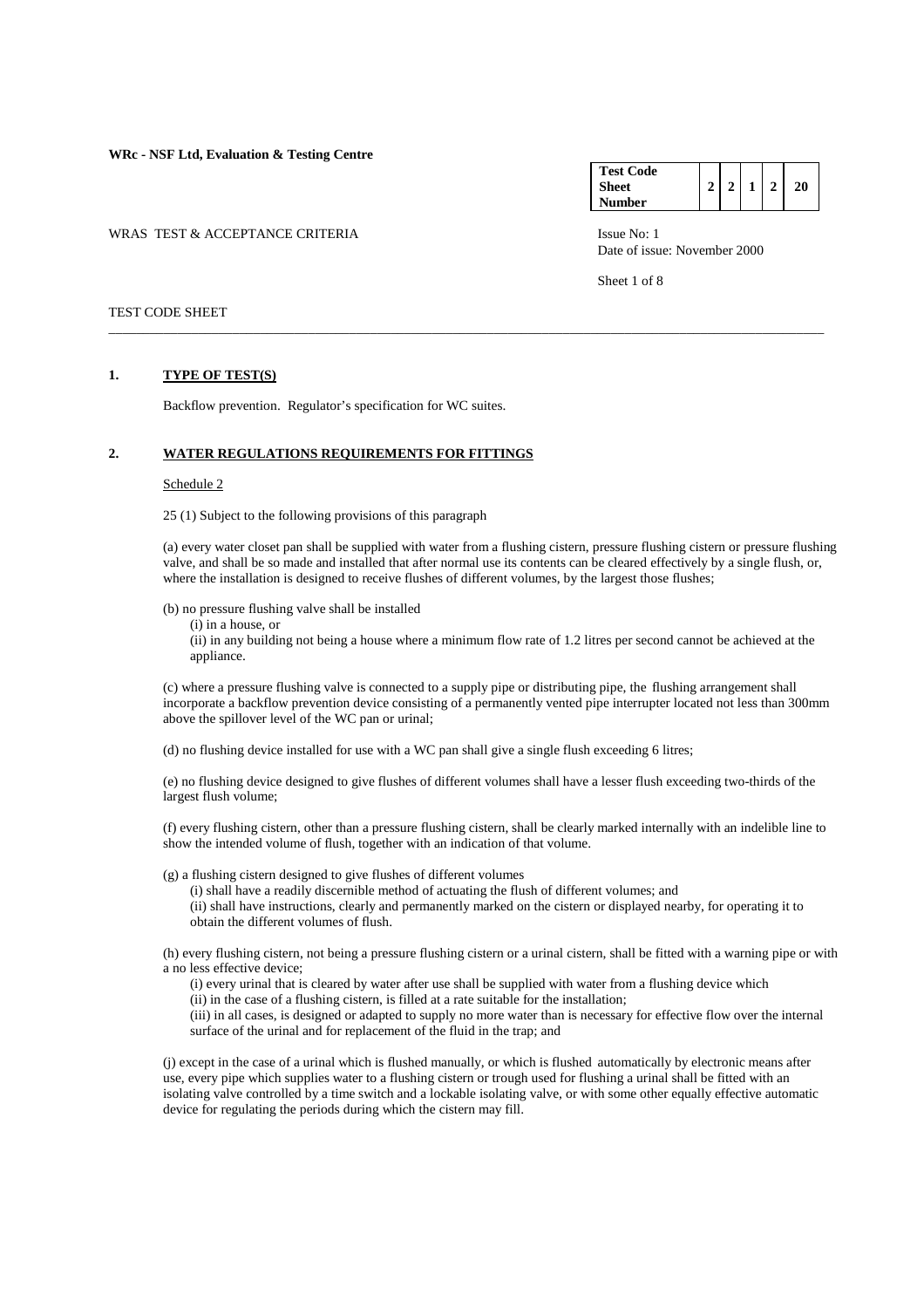**WRc - NSF Ltd, Evaluation & Testing Centre**

| Test Code Sheet Number | 2 | 2 | 1 | 2 | 20 |
|---|---|---|---|---|---|

WRAS TEST & ACCEPTANCE CRITERIA

Issue No: 1
Date of issue: November 2000

TEST CODE SHEET

## 1. TYPE OF TEST(S)

Backflow prevention. Regulator's specification for WC suites.

## 2. WATER REGULATIONS REQUIREMENTS FOR FITTINGS

Schedule 2

25 (1) Subject to the following provisions of this paragraph

(a) every water closet pan shall be supplied with water from a flushing cistern, pressure flushing cistern or pressure flushing valve, and shall be so made and installed that after normal use its contents can be cleared effectively by a single flush, or, where the installation is designed to receive flushes of different volumes, by the largest those flushes;

(b) no pressure flushing valve shall be installed

(i) in a house, or

(ii) in any building not being a house where a minimum flow rate of 1.2 litres per second cannot be achieved at the appliance.

(c) where a pressure flushing valve is connected to a supply pipe or distributing pipe, the flushing arrangement shall incorporate a backflow prevention device consisting of a permanently vented pipe interrupter located not less than 300mm above the spillover level of the WC pan or urinal;

(d) no flushing device installed for use with a WC pan shall give a single flush exceeding 6 litres;

(e) no flushing device designed to give flushes of different volumes shall have a lesser flush exceeding two-thirds of the largest flush volume;

(f) every flushing cistern, other than a pressure flushing cistern, shall be clearly marked internally with an indelible line to show the intended volume of flush, together with an indication of that volume.

(g) a flushing cistern designed to give flushes of different volumes

(i) shall have a readily discernible method of actuating the flush of different volumes; and

(ii) shall have instructions, clearly and permanently marked on the cistern or displayed nearby, for operating it to obtain the different volumes of flush.

(h) every flushing cistern, not being a pressure flushing cistern or a urinal cistern, shall be fitted with a warning pipe or with a no less effective device;

(i) every urinal that is cleared by water after use shall be supplied with water from a flushing device which

(ii) in the case of a flushing cistern, is filled at a rate suitable for the installation;

(iii) in all cases, is designed or adapted to supply no more water than is necessary for effective flow over the internal surface of the urinal and for replacement of the fluid in the trap; and

(j) except in the case of a urinal which is flushed manually, or which is flushed automatically by electronic means after use, every pipe which supplies water to a flushing cistern or trough used for flushing a urinal shall be fitted with an isolating valve controlled by a time switch and a lockable isolating valve, or with some other equally effective automatic device for regulating the periods during which the cistern may fill.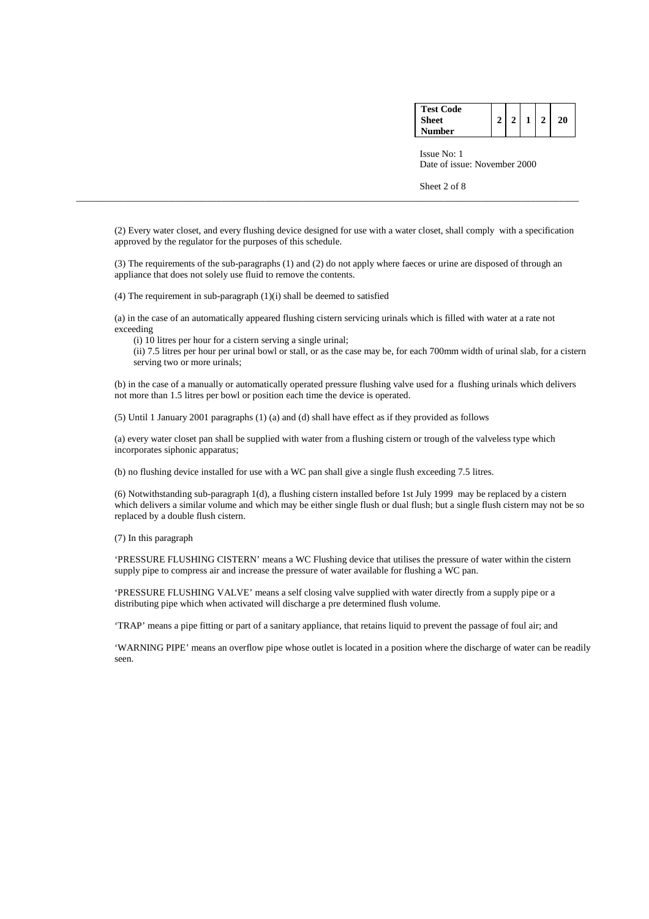(2) Every water closet, and every flushing device designed for use with a water closet, shall comply with a specification approved by the regulator for the purposes of this schedule.

(3) The requirements of the sub-paragraphs (1) and (2) do not apply where faeces or urine are disposed of through an appliance that does not solely use fluid to remove the contents.

(4) The requirement in sub-paragraph (1)(i) shall be deemed to satisfied

(a) in the case of an automatically appeared flushing cistern servicing urinals which is filled with water at a rate not exceeding

(i) 10 litres per hour for a cistern serving a single urinal;

(ii) 7.5 litres per hour per urinal bowl or stall, or as the case may be, for each 700mm width of urinal slab, for a cistern serving two or more urinals;

(b) in the case of a manually or automatically operated pressure flushing valve used for a flushing urinals which delivers not more than 1.5 litres per bowl or position each time the device is operated.

(5) Until 1 January 2001 paragraphs (1) (a) and (d) shall have effect as if they provided as follows

(a) every water closet pan shall be supplied with water from a flushing cistern or trough of the valveless type which incorporates siphonic apparatus;

(b) no flushing device installed for use with a WC pan shall give a single flush exceeding 7.5 litres.

(6) Notwithstanding sub-paragraph 1(d), a flushing cistern installed before 1st July 1999 may be replaced by a cistern which delivers a similar volume and which may be either single flush or dual flush; but a single flush cistern may not be so replaced by a double flush cistern.

(7) In this paragraph

'PRESSURE FLUSHING CISTERN' means a WC Flushing device that utilises the pressure of water within the cistern supply pipe to compress air and increase the pressure of water available for flushing a WC pan.

'PRESSURE FLUSHING VALVE' means a self closing valve supplied with water directly from a supply pipe or a distributing pipe which when activated will discharge a pre determined flush volume.

'TRAP' means a pipe fitting or part of a sanitary appliance, that retains liquid to prevent the passage of foul air; and

'WARNING PIPE' means an overflow pipe whose outlet is located in a position where the discharge of water can be readily seen.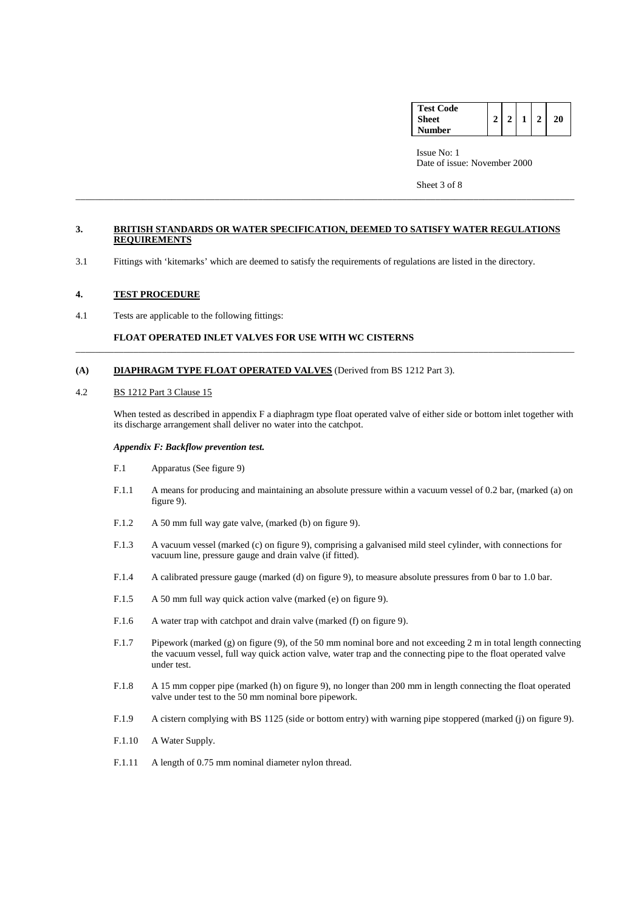## 3. BRITISH STANDARDS OR WATER SPECIFICATION, DEEMED TO SATISFY WATER REGULATIONS REQUIREMENTS

3.1 Fittings with 'kitemarks' which are deemed to satisfy the requirements of regulations are listed in the directory.

## 4. TEST PROCEDURE

4.1 Tests are applicable to the following fittings:

**FLOAT OPERATED INLET VALVES FOR USE WITH WC CISTERNS**

### (A) DIAPHRAGM TYPE FLOAT OPERATED VALVES (Derived from BS 1212 Part 3).

4.2 BS 1212 Part 3 Clause 15

When tested as described in appendix F a diaphragm type float operated valve of either side or bottom inlet together with its discharge arrangement shall deliver no water into the catchpot.

***Appendix F: Backflow prevention test.***

F.1 Apparatus (See figure 9)

F.1.1 A means for producing and maintaining an absolute pressure within a vacuum vessel of 0.2 bar, (marked (a) on figure 9).

F.1.2 A 50 mm full way gate valve, (marked (b) on figure 9).

F.1.3 A vacuum vessel (marked (c) on figure 9), comprising a galvanised mild steel cylinder, with connections for vacuum line, pressure gauge and drain valve (if fitted).

F.1.4 A calibrated pressure gauge (marked (d) on figure 9), to measure absolute pressures from 0 bar to 1.0 bar.

F.1.5 A 50 mm full way quick action valve (marked (e) on figure 9).

F.1.6 A water trap with catchpot and drain valve (marked (f) on figure 9).

F.1.7 Pipework (marked (g) on figure (9), of the 50 mm nominal bore and not exceeding 2 m in total length connecting the vacuum vessel, full way quick action valve, water trap and the connecting pipe to the float operated valve under test.

F.1.8 A 15 mm copper pipe (marked (h) on figure 9), no longer than 200 mm in length connecting the float operated valve under test to the 50 mm nominal bore pipework.

F.1.9 A cistern complying with BS 1125 (side or bottom entry) with warning pipe stoppered (marked (j) on figure 9).

F.1.10 A Water Supply.

F.1.11 A length of 0.75 mm nominal diameter nylon thread.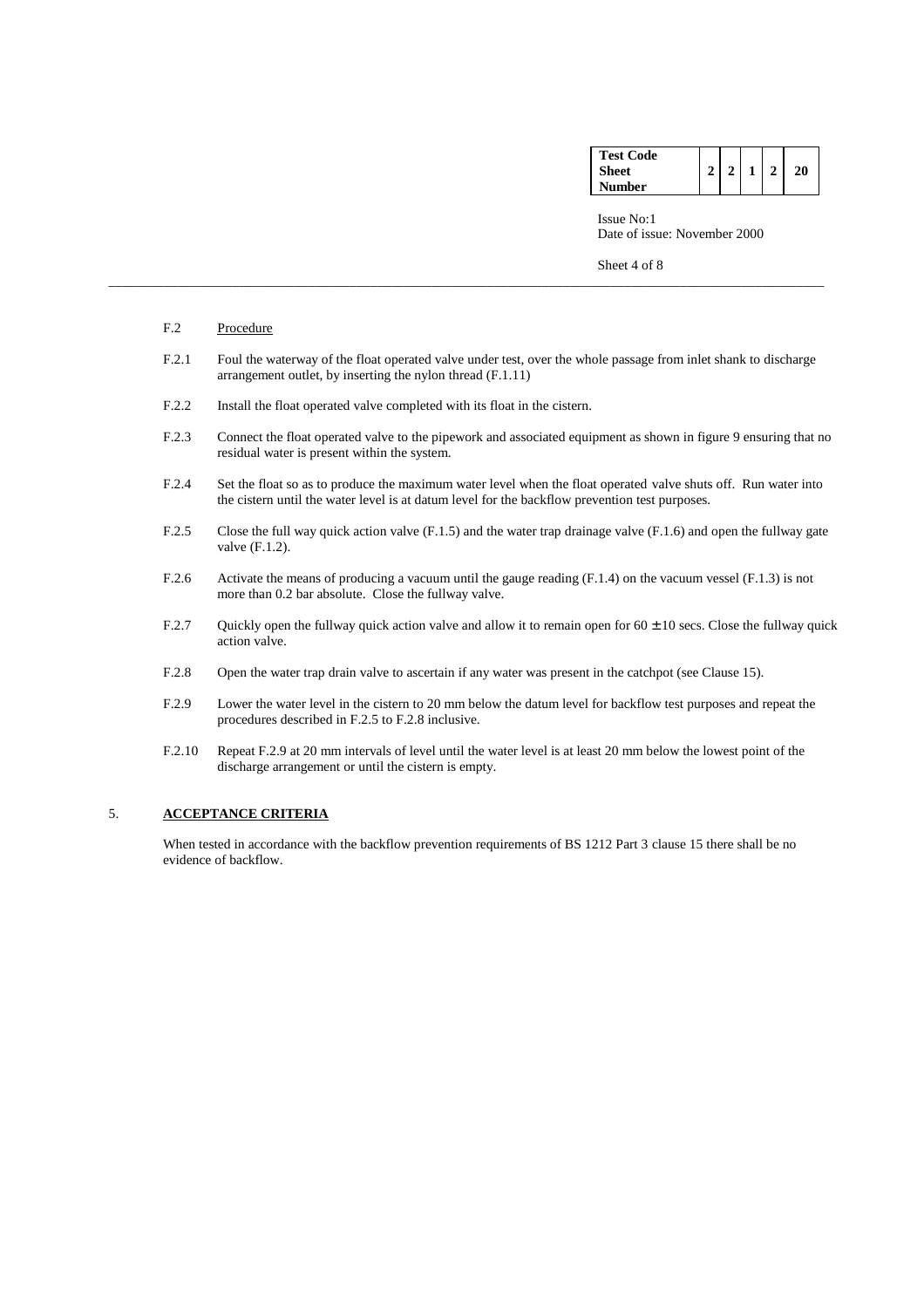F.2 Procedure

F.2.1 Foul the waterway of the float operated valve under test, over the whole passage from inlet shank to discharge arrangement outlet, by inserting the nylon thread (F.1.11)

F.2.2 Install the float operated valve completed with its float in the cistern.

F.2.3 Connect the float operated valve to the pipework and associated equipment as shown in figure 9 ensuring that no residual water is present within the system.

F.2.4 Set the float so as to produce the maximum water level when the float operated valve shuts off. Run water into the cistern until the water level is at datum level for the backflow prevention test purposes.

F.2.5 Close the full way quick action valve (F.1.5) and the water trap drainage valve (F.1.6) and open the fullway gate valve (F.1.2).

F.2.6 Activate the means of producing a vacuum until the gauge reading (F.1.4) on the vacuum vessel (F.1.3) is not more than 0.2 bar absolute. Close the fullway valve.

F.2.7 Quickly open the fullway quick action valve and allow it to remain open for $60 \pm 10$ secs. Close the fullway quick action valve.

F.2.8 Open the water trap drain valve to ascertain if any water was present in the catchpot (see Clause 15).

F.2.9 Lower the water level in the cistern to 20 mm below the datum level for backflow test purposes and repeat the procedures described in F.2.5 to F.2.8 inclusive.

F.2.10 Repeat F.2.9 at 20 mm intervals of level until the water level is at least 20 mm below the lowest point of the discharge arrangement or until the cistern is empty.

## 5. ACCEPTANCE CRITERIA

When tested in accordance with the backflow prevention requirements of BS 1212 Part 3 clause 15 there shall be no evidence of backflow.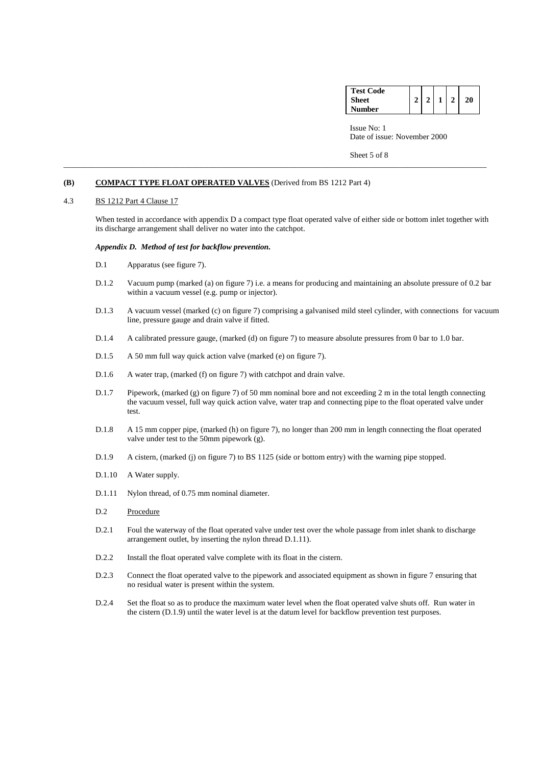## (B) COMPACT TYPE FLOAT OPERATED VALVES (Derived from BS 1212 Part 4)

4.3 BS 1212 Part 4 Clause 17

When tested in accordance with appendix D a compact type float operated valve of either side or bottom inlet together with its discharge arrangement shall deliver no water into the catchpot.

***Appendix D. Method of test for backflow prevention.***

D.1 Apparatus (see figure 7).

D.1.2 Vacuum pump (marked (a) on figure 7) i.e. a means for producing and maintaining an absolute pressure of 0.2 bar within a vacuum vessel (e.g. pump or injector).

D.1.3 A vacuum vessel (marked (c) on figure 7) comprising a galvanised mild steel cylinder, with connections for vacuum line, pressure gauge and drain valve if fitted.

D.1.4 A calibrated pressure gauge, (marked (d) on figure 7) to measure absolute pressures from 0 bar to 1.0 bar.

D.1.5 A 50 mm full way quick action valve (marked (e) on figure 7).

D.1.6 A water trap, (marked (f) on figure 7) with catchpot and drain valve.

D.1.7 Pipework, (marked (g) on figure 7) of 50 mm nominal bore and not exceeding 2 m in the total length connecting the vacuum vessel, full way quick action valve, water trap and connecting pipe to the float operated valve under test.

D.1.8 A 15 mm copper pipe, (marked (h) on figure 7), no longer than 200 mm in length connecting the float operated valve under test to the 50mm pipework (g).

D.1.9 A cistern, (marked (j) on figure 7) to BS 1125 (side or bottom entry) with the warning pipe stopped.

D.1.10 A Water supply.

D.1.11 Nylon thread, of 0.75 mm nominal diameter.

D.2 Procedure

D.2.1 Foul the waterway of the float operated valve under test over the whole passage from inlet shank to discharge arrangement outlet, by inserting the nylon thread D.1.11).

D.2.2 Install the float operated valve complete with its float in the cistern.

D.2.3 Connect the float operated valve to the pipework and associated equipment as shown in figure 7 ensuring that no residual water is present within the system.

D.2.4 Set the float so as to produce the maximum water level when the float operated valve shuts off. Run water in the cistern (D.1.9) until the water level is at the datum level for backflow prevention test purposes.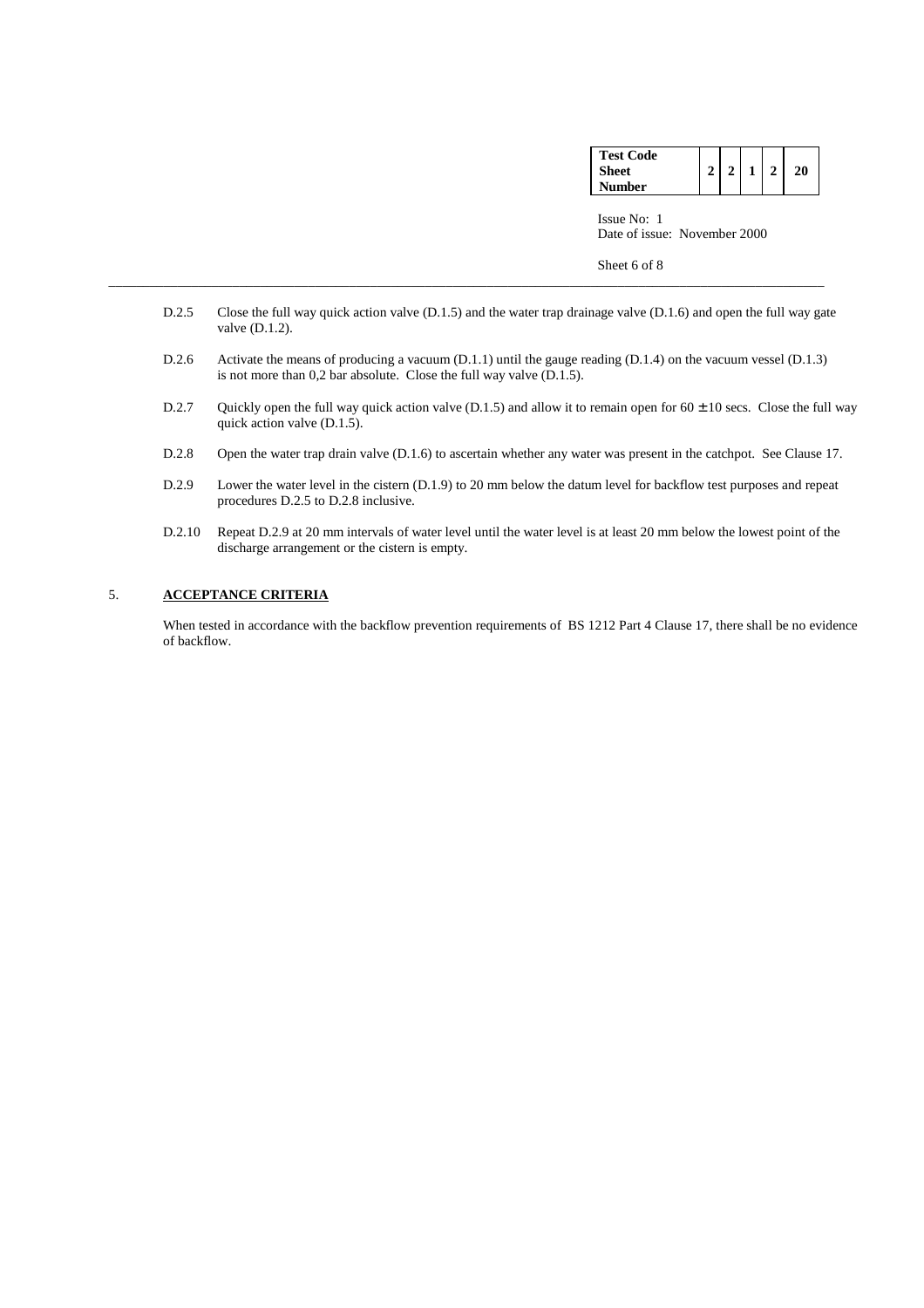D.2.5 Close the full way quick action valve (D.1.5) and the water trap drainage valve (D.1.6) and open the full way gate valve (D.1.2).

D.2.6 Activate the means of producing a vacuum (D.1.1) until the gauge reading (D.1.4) on the vacuum vessel (D.1.3) is not more than 0,2 bar absolute. Close the full way valve (D.1.5).

D.2.7 Quickly open the full way quick action valve (D.1.5) and allow it to remain open for 60 ± 10 secs. Close the full way quick action valve (D.1.5).

D.2.8 Open the water trap drain valve (D.1.6) to ascertain whether any water was present in the catchpot. See Clause 17.

D.2.9 Lower the water level in the cistern (D.1.9) to 20 mm below the datum level for backflow test purposes and repeat procedures D.2.5 to D.2.8 inclusive.

D.2.10 Repeat D.2.9 at 20 mm intervals of water level until the water level is at least 20 mm below the lowest point of the discharge arrangement or the cistern is empty.

## 5. ACCEPTANCE CRITERIA

When tested in accordance with the backflow prevention requirements of BS 1212 Part 4 Clause 17, there shall be no evidence of backflow.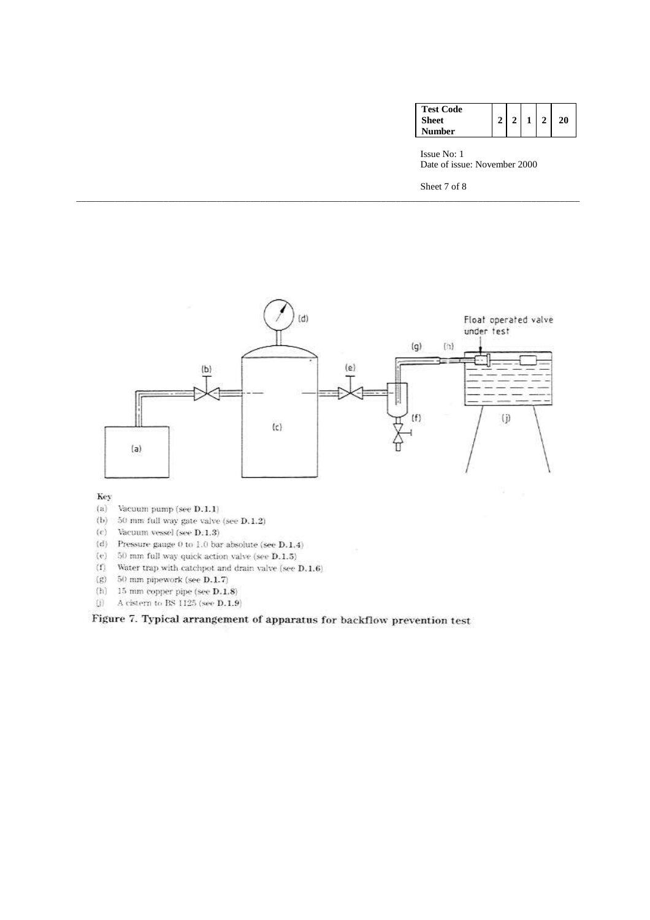Key

(a) Vacuum pump (see **D.1.1**)

(b) 50 mm full way gate valve (see **D.1.2**)

(c) Vacuum vessel (see **D.1.3**)

(d) Pressure gauge 0 to 1.0 bar absolute (see **D.1.4**)

(e) 50 mm full way quick action valve (see **D.1.5**)

(f) Water trap with catchpot and drain valve (see **D.1.6**)

(g) 50 mm pipework (see **D.1.7**)

(h) 15 mm copper pipe (see **D.1.8**)

(j) A cistern to BS 1125 (see **D.1.9**)

**Figure 7. Typical arrangement of apparatus for backflow prevention test**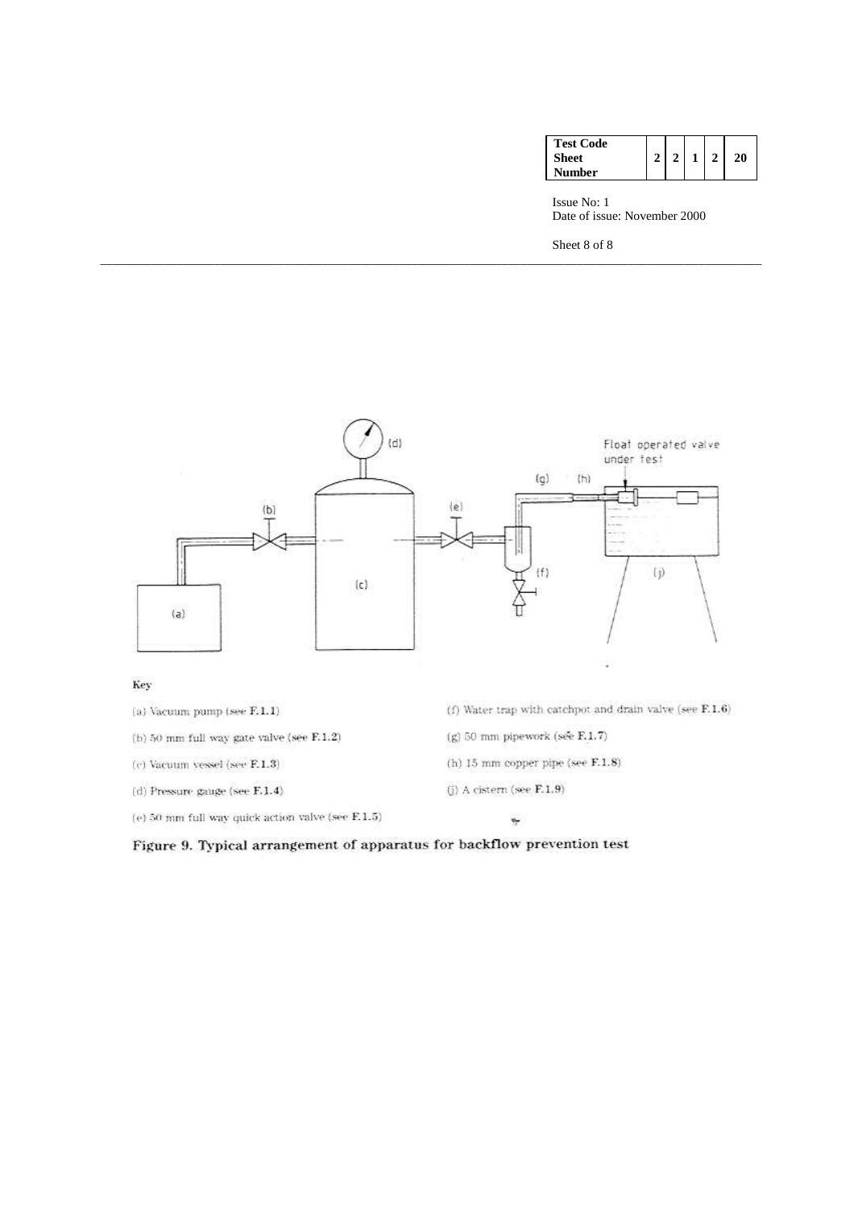Test Code Sheet Number: 2 2 1 2 20

Issue No: 1
Date of issue: November 2000

Float operated valve under test

(a) (b) (c) (d) (e) (f) (g) (h) (j)

Key

(a) Vacuum pump (see **F.1.1**)

(b) 50 mm full way gate valve (see **F.1.2**)

(c) Vacuum vessel (see **F.1.3**)

(d) Pressure gauge (see **F.1.4**)

(e) 50 mm full way quick action valve (see **F.1.5**)

(f) Water trap with catchpot and drain valve (see **F.1.6**)

(g) 50 mm pipework (see **F.1.7**)

(h) 15 mm copper pipe (see **F.1.8**)

(j) A cistern (see **F.1.9**)

**Figure 9. Typical arrangement of apparatus for backflow prevention test**